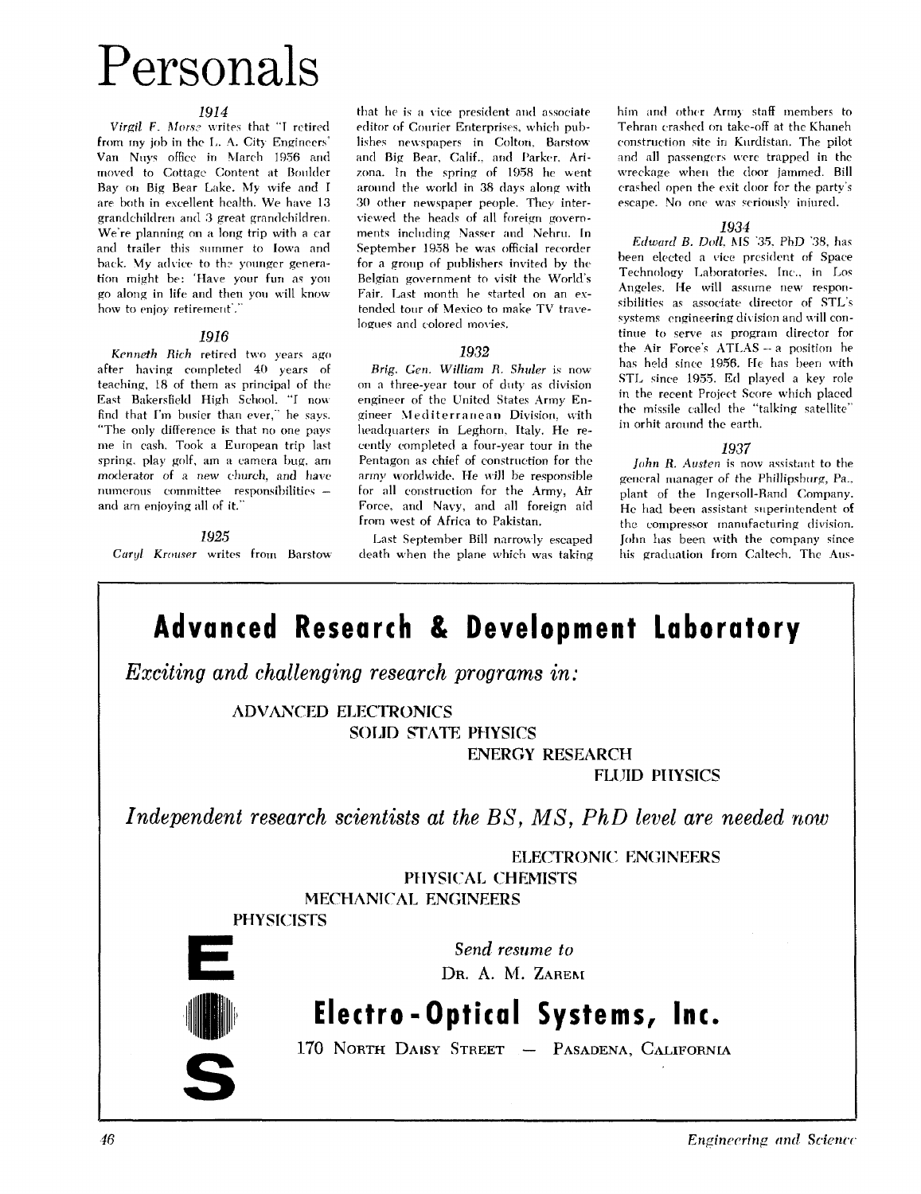# Personals

### 1914

*Virgil F. Morse* writes that "I retired from my job in the L. A. City Engineers' Van Nuys office in March 1956 and moved to Cottage Content at Boulder Bay on Big Bear Lake. My wife and I are both in excellent health. We have 13 grandchildren and 3 great grandchildren. We're planning on a long trip with a car and trailer this summer to Iowa and back. My advice to the younger generation might be: 'Have your fun as you go along in life and then you will know how to enjoy retirement'."

### 1916

*Kenneth Rich* retired two years ago after having completed 40 years of teaching, 18 of them as principal of the East Bakersfield High School. "I now find that I'm busier than ever," he says. "The only difference is that no one pays me in cash. Took a European trip last spring, play golf, am a camera bug, am moderator of a new church, and have numerous committee responsibilities – and am enjoying all of it."

### 1925

*Caryl Krouser* writes from Barstow that he is a vice president and associate editor of Courier Enterprises, which publishes newspapers in Colton, Barstow and Big Bear, Calif., and Parker, Arizona. In the spring of 1958 he went around the world in 38 days along with 30 other newspaper people. They interviewed the heads of all foreign governments including Nasser and Nehru. In September 1958 he was official recorder for a group of publishers invited by the Belgian government to visit the World's Fair. Last month he started on an extended tour of Mexico to make TV travelogues and colored movies.

### 1932

*Brig. Gen. William R. Shuler* is now on a three-year tour of duty as division engineer of the United States Army Engineer Mediterranean Division, with headquarters in Leghorn, Italy. He recently completed a four-year tour in the Pentagon as chief of construction for the army worldwide. He will be responsible for all construction for the Army, Air Force, and Navy, and all foreign aid from west of Africa to Pakistan.

Last September Bill narrowly escaped death when the plane which was taking him and other Army staff members to Tehran crashed on take-off at the Khaneh construction site in Kurdistan. The pilot and all passengers were trapped in the wreckage when the door jammed. Bill crashed open the exit door for the party's escape. No one was seriously injured.

### 1934

*Edward B. Doll*, MS '35, PhD '38, has been elected a vice president of Space Technology Laboratories, Inc., in Los Angeles. He will assume new responsibilities as associate director of STL's systems engineering division and will continue to serve as program director for the Air Force's ATLAS – a position he has held since 1956. He has been with STL since 1955. Ed played a key role in the recent Project Score which placed the missile called the "talking satellite" in orbit around the earth.

### 1937

*John R. Austen* is now assistant to the general manager of the Phillipsburg, Pa., plant of the Ingersoll-Rand Company. He had been assistant superintendent of the compressor manufacturing division. John has been with the company since his graduation from Caltech. The Aus-

---

## Advanced Research & Development Laboratory

*Exciting and challenging research programs in:*

ADVANCED ELECTRONICS
SOLID STATE PHYSICS
ENERGY RESEARCH
FLUID PHYSICS

*Independent research scientists at the BS, MS, PhD level are needed now*

ELECTRONIC ENGINEERS
PHYSICAL CHEMISTS
MECHANICAL ENGINEERS
PHYSICISTS

*Send resume to*
DR. A. M. ZAREM

## Electro-Optical Systems, Inc.

170 NORTH DAISY STREET — PASADENA, CALIFORNIA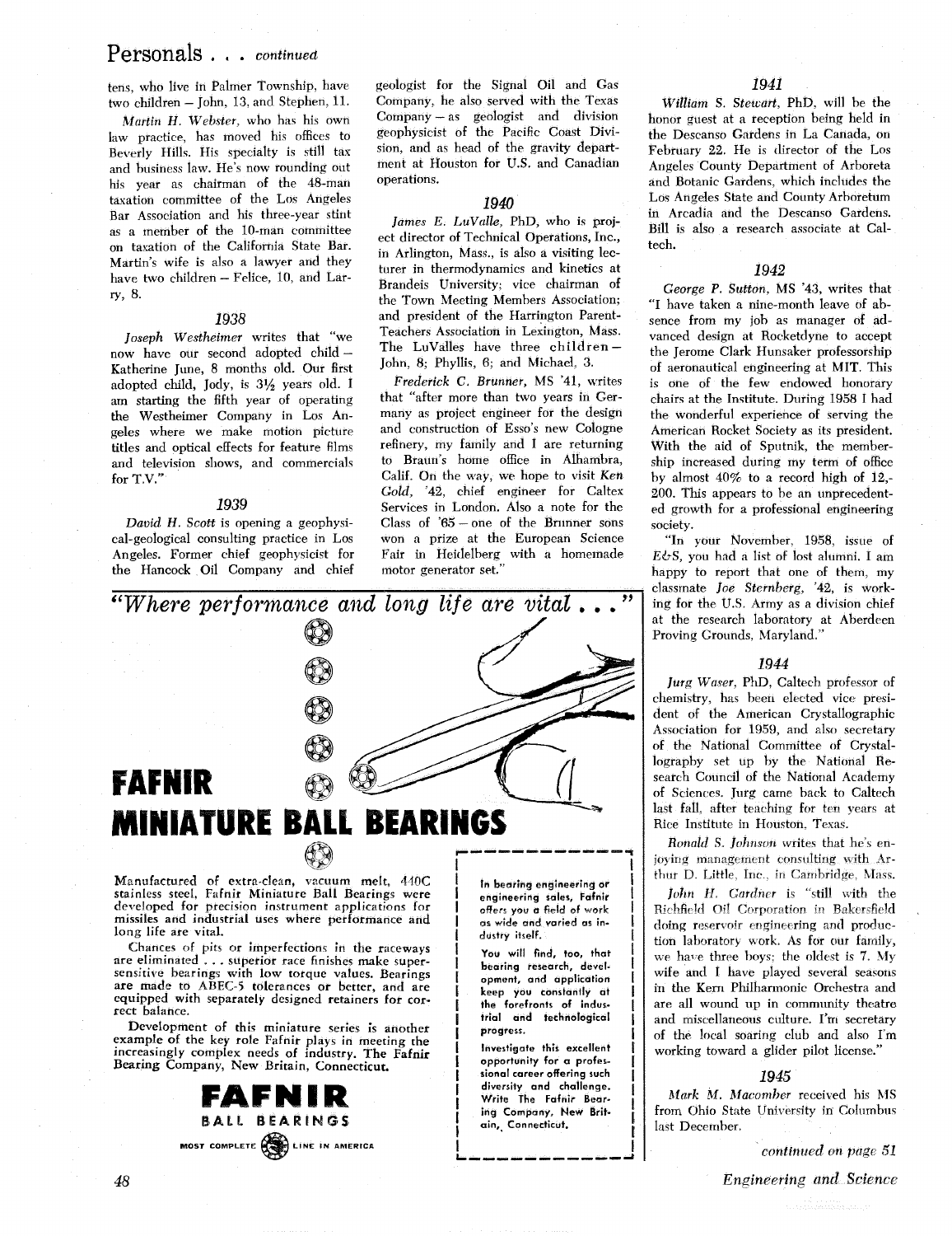## Personals . . . *continued*

tens, who live in Palmer Township, have two children – John, 13, and Stephen, 11.

*Martin H. Webster*, who has his own law practice, has moved his offices to Beverly Hills. His specialty is still tax and business law. He's now rounding out his year as chairman of the 48-man taxation committee of the Los Angeles Bar Association and his three-year stint as a member of the 10-man committee on taxation of the California State Bar. Martin's wife is also a lawyer and they have two children – Felice, 10, and Larry, 8.

### 1938

*Joseph Westheimer* writes that "we now have our second adopted child – Katherine June, 8 months old. Our first adopted child, Jody, is 3½ years old. I am starting the fifth year of operating the Westheimer Company in Los Angeles where we make motion picture titles and optical effects for feature films and television shows, and commercials for T.V."

### 1939

*David H. Scott* is opening a geophysical-geological consulting practice in Los Angeles. Former chief geophysicist for the Hancock Oil Company and chief geologist for the Signal Oil and Gas Company, he also served with the Texas Company – as geologist and division geophysicist of the Pacific Coast Division, and as head of the gravity department at Houston for U.S. and Canadian operations.

### 1940

*James E. LuValle*, PhD, who is project director of Technical Operations, Inc., in Arlington, Mass., is also a visiting lecturer in thermodynamics and kinetics at Brandeis University; vice chairman of the Town Meeting Members Association; and president of the Harrington Parent-Teachers Association in Lexington, Mass. The LuValles have three children – John, 8; Phyllis, 6; and Michael, 3.

*Frederick C. Brunner*, MS '41, writes that "after more than two years in Germany as project engineer for the design and construction of Esso's new Cologne refinery, my family and I are returning to Braun's home office in Alhambra, Calif. On the way, we hope to visit *Ken Gold*, '42, chief engineer for Caltex Services in London. Also a note for the Class of '65 – one of the Brunner sons won a prize at the European Science Fair in Heidelberg with a homemade motor generator set."

### 1941

*William S. Stewart*, PhD, will be the honor guest at a reception being held in the Descanso Gardens in La Canada, on February 22. He is director of the Los Angeles County Department of Arboreta and Botanic Gardens, which includes the Los Angeles State and County Arboretum in Arcadia and the Descanso Gardens. Bill is also a research associate at Caltech.

### 1942

*George P. Sutton*, MS '43, writes that "I have taken a nine-month leave of absence from my job as manager of advanced design at Rocketdyne to accept the Jerome Clark Hunsaker professorship of aeronautical engineering at MIT. This is one of the few endowed honorary chairs at the Institute. During 1958 I had the wonderful experience of serving the American Rocket Society as its president. With the aid of Sputnik, the membership increased during my term of office by almost 40% to a record high of 12,200. This appears to be an unprecedented growth for a professional engineering society.

"In your November, 1958, issue of *E&S*, you had a list of lost alumni. I am happy to report that one of them, my classmate *Joe Sternberg*, '42, is working for the U.S. Army as a division chief at the research laboratory at Aberdeen Proving Grounds, Maryland."

### 1944

*Jurg Waser*, PhD, Caltech professor of chemistry, has been elected vice president of the American Crystallographic Association for 1959, and also secretary of the National Committee of Crystallography set up by the National Research Council of the National Academy of Sciences. Jurg came back to Caltech last fall, after teaching for ten years at Rice Institute in Houston, Texas.

*Ronald S. Johnson* writes that he's enjoying management consulting with Arthur D. Little, Inc., in Cambridge, Mass.

*John H. Gardner* is "still with the Richfield Oil Corporation in Bakersfield doing reservoir engineering and production laboratory work. As for our family, we have three boys; the oldest is 7. My wife and I have played several seasons in the Kern Philharmonic Orchestra and are all wound up in community theatre and miscellaneous culture. I'm secretary of the local soaring club and also I'm working toward a glider pilot license."

### 1945

*Mark M. Macomber* received his MS from Ohio State University in Columbus last December.

*continued on page 51*

---

*"Where performance and long life are vital . . ."*

# FAFNIR MINIATURE BALL BEARINGS

Manufactured of extra-clean, vacuum melt, 440C stainless steel, Fafnir Miniature Ball Bearings were developed for precision instrument applications for missiles and industrial uses where performance and long life are vital.

Chances of pits or imperfections in the raceways are eliminated . . . superior race finishes make supersensitive bearings with low torque values. Bearings are made to ABEC-5 tolerances or better, and are equipped with separately designed retainers for correct balance.

Development of this miniature series is another example of the key role Fafnir plays in meeting the increasingly complex needs of industry. The Fafnir Bearing Company, New Britain, Connecticut.

**FAFNIR BALL BEARINGS**

MOST COMPLETE LINE IN AMERICA

**In bearing engineering or engineering sales, Fafnir offers you a field of work as wide and varied as industry itself.**

**You will find, too, that bearing research, development, and application keep you constantly at the forefronts of industrial and technological progress.**

**Investigate this excellent opportunity for a professional career offering such diversity and challenge. Write The Fafnir Bearing Company, New Britain, Connecticut.**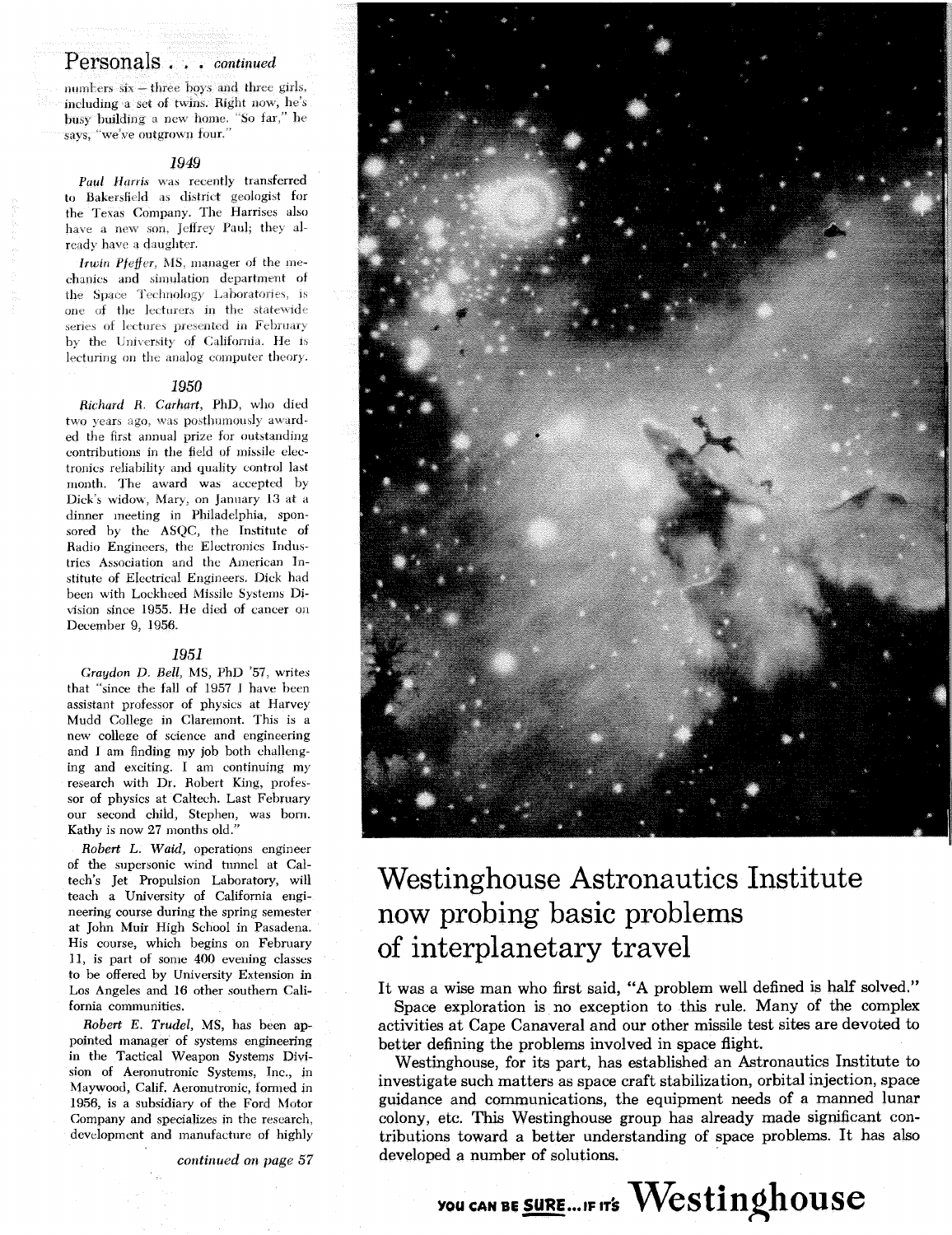## Personals . . . *continued*

numbers six — three boys and three girls, including a set of twins. Right now, he's busy building a new home. "So far," he says, "we've outgrown four."

### *1949*

*Paul Harris* was recently transferred to Bakersfield as district geologist for the Texas Company. The Harrises also have a new son, Jeffrey Paul; they already have a daughter.

*Irwin Pfeffer*, MS, manager of the mechanics and simulation department of the Space Technology Laboratories, is one of the lecturers in the statewide series of lectures presented in February by the University of California. He is lecturing on the analog computer theory.

### *1950*

*Richard R. Carhart*, PhD, who died two years ago, was posthumously awarded the first annual prize for outstanding contributions in the field of missile electronics reliability and quality control last month. The award was accepted by Dick's widow, Mary, on January 13 at a dinner meeting in Philadelphia, sponsored by the ASQC, the Institute of Radio Engineers, the Electronics Industries Association and the American Institute of Electrical Engineers. Dick had been with Lockheed Missile Systems Division since 1955. He died of cancer on December 9, 1956.

### *1951*

*Graydon D. Bell*, MS, PhD '57, writes that "since the fall of 1957 I have been assistant professor of physics at Harvey Mudd College in Claremont. This is a new college of science and engineering and I am finding my job both challenging and exciting. I am continuing my research with Dr. Robert King, professor of physics at Caltech. Last February our second child, Stephen, was born. Kathy is now 27 months old."

*Robert L. Waid*, operations engineer of the supersonic wind tunnel at Caltech's Jet Propulsion Laboratory, will teach a University of California engineering course during the spring semester at John Muir High School in Pasadena. His course, which begins on February 11, is part of some 400 evening classes to be offered by University Extension in Los Angeles and 16 other southern California communities.

*Robert E. Trudel*, MS, has been appointed manager of systems engineering in the Tactical Weapon Systems Division of Aeronutronic Systems, Inc., in Maywood, Calif. Aeronutronic, formed in 1956, is a subsidiary of the Ford Motor Company and specializes in the research, development and manufacture of highly

*continued on page 57*

# Westinghouse Astronautics Institute now probing basic problems of interplanetary travel

It was a wise man who first said, "A problem well defined is half solved."

Space exploration is no exception to this rule. Many of the complex activities at Cape Canaveral and our other missile test sites are devoted to better defining the problems involved in space flight.

Westinghouse, for its part, has established an Astronautics Institute to investigate such matters as space craft stabilization, orbital injection, space guidance and communications, the equipment needs of a manned lunar colony, etc. This Westinghouse group has already made significant contributions toward a better understanding of space problems. It has also developed a number of solutions.

YOU CAN BE **SURE**... IF IT'S **Westinghouse**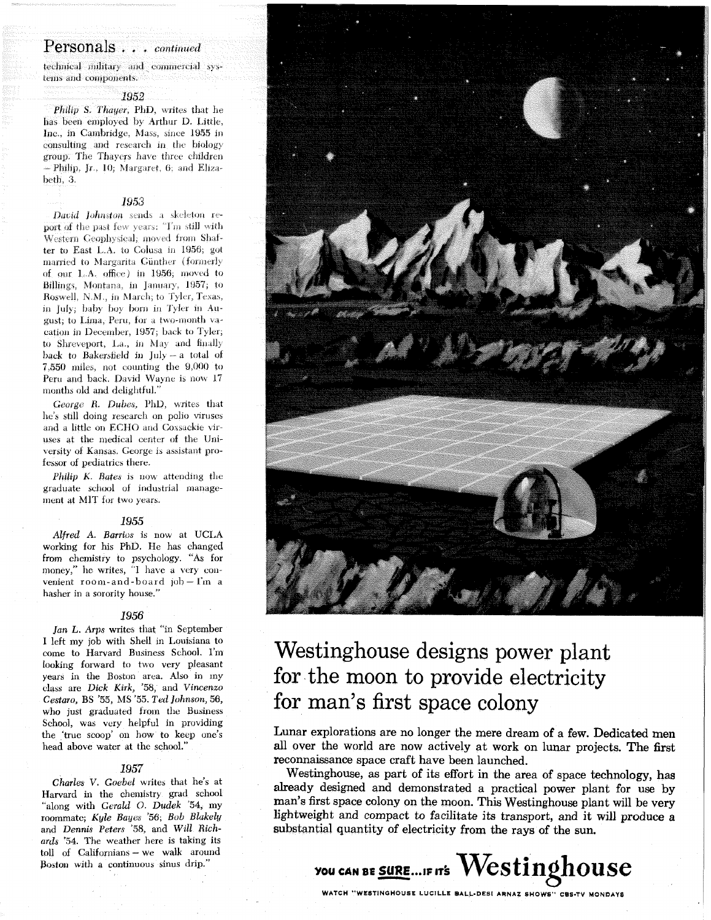## Personals . . . *continued*

technical military and commercial systems and components.

### 1952

*Philip S. Thayer*, PhD, writes that he has been employed by Arthur D. Little, Inc., in Cambridge, Mass, since 1955 in consulting and research in the biology group. The Thayers have three children – Philip, Jr., 10; Margaret, 6; and Elizabeth, 3.

### 1953

*David Johnston* sends a skeleton report of the past few years: "I'm still with Western Geophysical; moved from Shafter to East L.A. to Colusa in 1956; got married to Margarita Günther (formerly of our L.A. office) in 1956; moved to Billings, Montana, in January, 1957; to Roswell, N.M., in March; to Tyler, Texas, in July; baby boy born in Tyler in August; to Lima, Peru, for a two-month vacation in December, 1957; back to Tyler; to Shreveport, La., in May and finally back to Bakersfield in July – a total of 7,550 miles, not counting the 9,000 to Peru and back. David Wayne is now 17 months old and delightful."

*George R. Dubes*, PhD, writes that he's still doing research on polio viruses and a little on ECHO and Coxsackie viruses at the medical center of the University of Kansas. George is assistant professor of pediatrics there.

*Philip K. Bates* is now attending the graduate school of industrial management at MIT for two years.

### 1955

*Alfred A. Barrios* is now at UCLA working for his PhD. He has changed from chemistry to psychology. "As for money," he writes, "I have a very convenient room-and-board job – I'm a hasher in a sorority house."

### 1956

*Jan L. Arps* writes that "in September I left my job with Shell in Louisiana to come to Harvard Business School. I'm looking forward to two very pleasant years in the Boston area. Also in my class are *Dick Kirk*, '58, and *Vincenzo Cestaro*, BS '55, MS '55. *Ted Johnson*, 56, who just graduated from the Business School, was very helpful in providing the 'true scoop' on how to keep one's head above water at the school."

### 1957

*Charles V. Goebel* writes that he's at Harvard in the chemistry grad school "along with *Gerald O. Dudek* '54, my roommate; *Kyle Bayes* '56; *Bob Blakely* and *Dennis Peters* '58, and *Will Richards* '54. The weather here is taking its toll of Californians – we walk around Boston with a continuous sinus drip."

# Westinghouse designs power plant for the moon to provide electricity for man's first space colony

**Lunar explorations are no longer the mere dream of a few. Dedicated men all over the world are now actively at work on lunar projects. The first reconnaissance space craft have been launched.**

**Westinghouse, as part of its effort in the area of space technology, has already designed and demonstrated a practical power plant for use by man's first space colony on the moon. This Westinghouse plant will be very lightweight and compact to facilitate its transport, and it will produce a substantial quantity of electricity from the rays of the sun.**

**YOU CAN BE SURE...IF IT'S Westinghouse**

WATCH "WESTINGHOUSE LUCILLE BALL-DESI ARNAZ SHOWS" CBS-TV MONDAYS